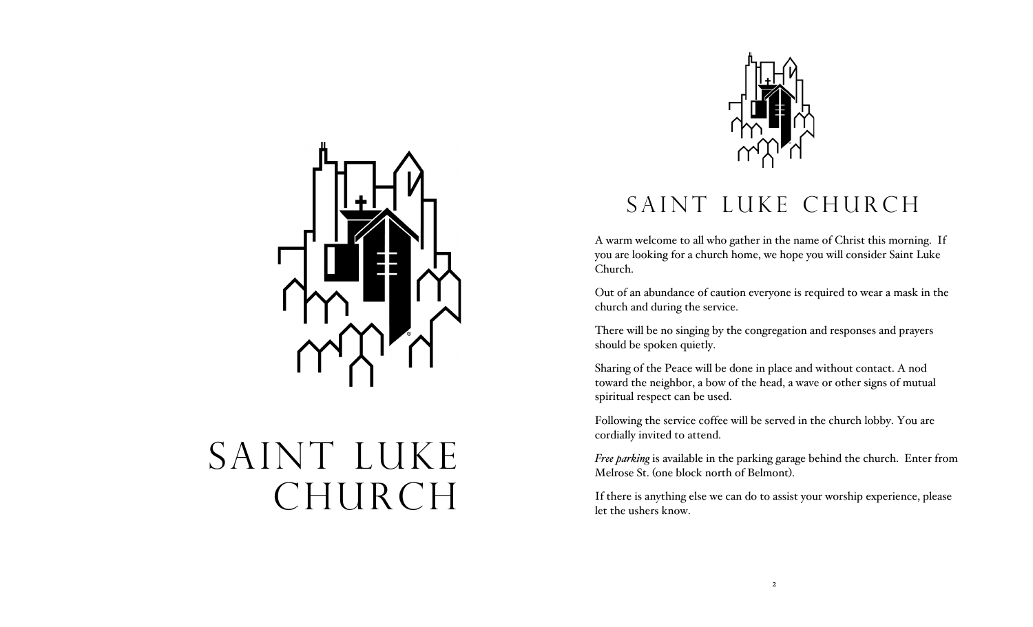# SAINT LUKE CHURCH

## SAINT LUKE CHURCH

A warm welcome to all who gather in the name of Christ this morning. If you are looking for a church home, we hope you will consider Saint Luke Church.

Out of an abundance of caution everyone is required to wear a mask in the church and during the service.

There will be no singing by the congregation and responses and prayers should be spoken quietly.

Sharing of the Peace will be done in place and without contact. A nod toward the neighbor, a bow of the head, a wave or other signs of mutual spiritual respect can be used.

Following the service coffee will be served in the church lobby. You are cordially invited to attend.

*Free parking* is available in the parking garage behind the church. Enter from Melrose St. (one block north of Belmont).

If there is anything else we can do to assist your worship experience, please let the ushers know.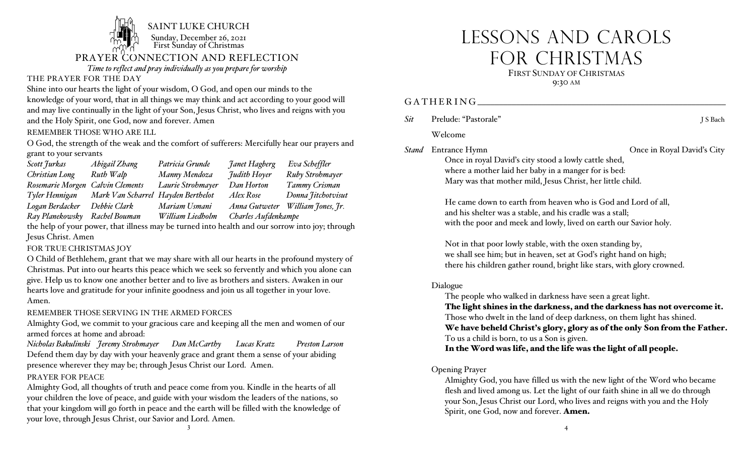SAINT LUKE CHURCH

Sunday, December 26, 2021
First Sunday of Christmas

## PRAYER CONNECTION AND REFLECTION

*Time to reflect and pray individually as you prepare for worship*

### THE PRAYER FOR THE DAY

Shine into our hearts the light of your wisdom, O God, and open our minds to the knowledge of your word, that in all things we may think and act according to your good will and may live continually in the light of your Son, Jesus Christ, who lives and reigns with you and the Holy Spirit, one God, now and forever. Amen

### REMEMBER THOSE WHO ARE ILL

O God, the strength of the weak and the comfort of sufferers: Mercifully hear our prayers and grant to your servants

*Scott Jurkas, Abigail Zhang, Patricia Grunde, Janet Hagberg, Eva Scheffler, Christian Long, Ruth Walp, Manny Mendoza, Judith Hoyer, Ruby Strohmayer, Rosemarie Morgen, Calvin Clements, Laurie Strohmayer, Dan Horton, Tammy Crisman, Tyler Hennigan, Mark Van Scharrel, Hayden Berthelot, Alex Rose, Donna Jitchotvisut, Logan Berdacker, Debbie Clark, Mariam Usmani, Anna Gutweter, William Jones, Jr., Ray Planekowsky, Rachel Bouman, William Liedholm, Charles Aufdenkampe*

the help of your power, that illness may be turned into health and our sorrow into joy; through Jesus Christ. Amen

### FOR TRUE CHRISTMAS JOY

O Child of Bethlehem, grant that we may share with all our hearts in the profound mystery of Christmas. Put into our hearts this peace which we seek so fervently and which you alone can give. Help us to know one another better and to live as brothers and sisters. Awaken in our hearts love and gratitude for your infinite goodness and join us all together in your love. Amen.

### REMEMBER THOSE SERVING IN THE ARMED FORCES

Almighty God, we commit to your gracious care and keeping all the men and women of our armed forces at home and abroad:

*Nicholas Bakulinski, Jeremy Strohmayer, Dan McCarthy, Lucas Kratz, Preston Larson*

Defend them day by day with your heavenly grace and grant them a sense of your abiding presence wherever they may be; through Jesus Christ our Lord. Amen.

### PRAYER FOR PEACE

Almighty God, all thoughts of truth and peace come from you. Kindle in the hearts of all your children the love of peace, and guide with your wisdom the leaders of the nations, so that your kingdom will go forth in peace and the earth will be filled with the knowledge of your love, through Jesus Christ, our Savior and Lord. Amen.

# LESSONS AND CAROLS FOR CHRISTMAS

FIRST SUNDAY OF CHRISTMAS
9:30 AM

## GATHERING

*Sit* Prelude: "Pastorale" — J S Bach

Welcome

*Stand* Entrance Hymn — Once in Royal David's City

Once in royal David's city stood a lowly cattle shed,
where a mother laid her baby in a manger for is bed:
Mary was that mother mild, Jesus Christ, her little child.

He came down to earth from heaven who is God and Lord of all,
and his shelter was a stable, and his cradle was a stall;
with the poor and meek and lowly, lived on earth our Savior holy.

Not in that poor lowly stable, with the oxen standing by,
we shall see him; but in heaven, set at God's right hand on high;
there his children gather round, bright like stars, with glory crowned.

Dialogue

The people who walked in darkness have seen a great light.
**The light shines in the darkness, and the darkness has not overcome it.**
Those who dwelt in the land of deep darkness, on them light has shined.
**We have beheld Christ's glory, glory as of the only Son from the Father.**
To us a child is born, to us a Son is given.
**In the Word was life, and the life was the light of all people.**

Opening Prayer

Almighty God, you have filled us with the new light of the Word who became flesh and lived among us. Let the light of our faith shine in all we do through your Son, Jesus Christ our Lord, who lives and reigns with you and the Holy Spirit, one God, now and forever. **Amen.**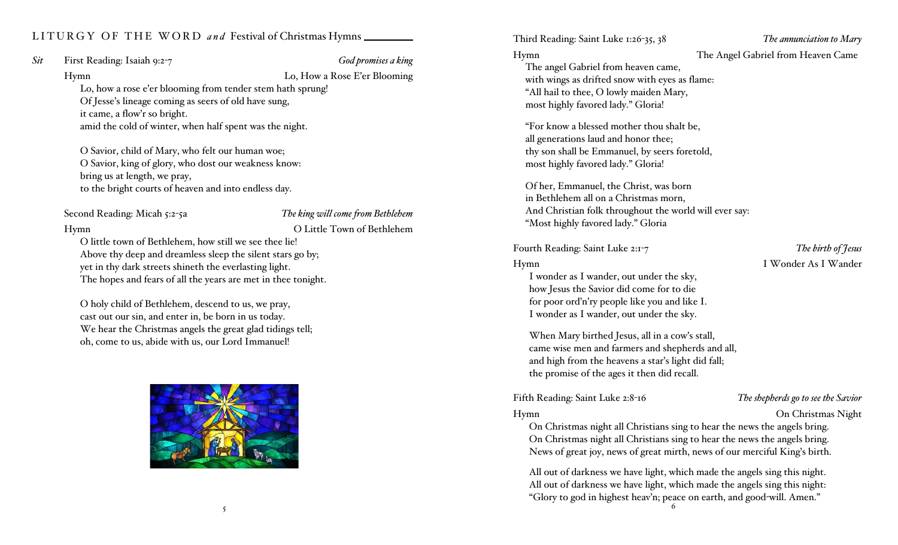## LITURGY OF THE WORD *and* Festival of Christmas Hymns

*Sit* First Reading: Isaiah 9:2-7 — *God promises a king*

Hymn — Lo, How a Rose E'er Blooming

Lo, how a rose e'er blooming from tender stem hath sprung!
Of Jesse's lineage coming as seers of old have sung,
it came, a flow'r so bright.
amid the cold of winter, when half spent was the night.

O Savior, child of Mary, who felt our human woe;
O Savior, king of glory, who dost our weakness know:
bring us at length, we pray,
to the bright courts of heaven and into endless day.

Second Reading: Micah 5:2-5a — *The king will come from Bethlehem*

Hymn — O Little Town of Bethlehem

O little town of Bethlehem, how still we see thee lie!
Above thy deep and dreamless sleep the silent stars go by;
yet in thy dark streets shineth the everlasting light.
The hopes and fears of all the years are met in thee tonight.

O holy child of Bethlehem, descend to us, we pray,
cast out our sin, and enter in, be born in us today.
We hear the Christmas angels the great glad tidings tell;
oh, come to us, abide with us, our Lord Immanuel!

Third Reading: Saint Luke 1:26-35, 38 — *The annunciation to Mary*

Hymn — The Angel Gabriel from Heaven Came

The angel Gabriel from heaven came,
with wings as drifted snow with eyes as flame:
"All hail to thee, O lowly maiden Mary,
most highly favored lady." Gloria!

"For know a blessed mother thou shalt be,
all generations laud and honor thee;
thy son shall be Emmanuel, by seers foretold,
most highly favored lady." Gloria!

Of her, Emmanuel, the Christ, was born
in Bethlehem all on a Christmas morn,
And Christian folk throughout the world will ever say:
"Most highly favored lady." Gloria

Fourth Reading: Saint Luke 2:1-7 — *The birth of Jesus*

Hymn — I Wonder As I Wander

I wonder as I wander, out under the sky,
how Jesus the Savior did come for to die
for poor ord'n'ry people like you and like I.
I wonder as I wander, out under the sky.

When Mary birthed Jesus, all in a cow's stall,
came wise men and farmers and shepherds and all,
and high from the heavens a star's light did fall;
the promise of the ages it then did recall.

Fifth Reading: Saint Luke 2:8-16 — *The shepherds go to see the Savior*

Hymn — On Christmas Night

On Christmas night all Christians sing to hear the news the angels bring.
On Christmas night all Christians sing to hear the news the angels bring.
News of great joy, news of great mirth, news of our merciful King's birth.

All out of darkness we have light, which made the angels sing this night.
All out of darkness we have light, which made the angels sing this night:
"Glory to god in highest heav'n; peace on earth, and good-will. Amen."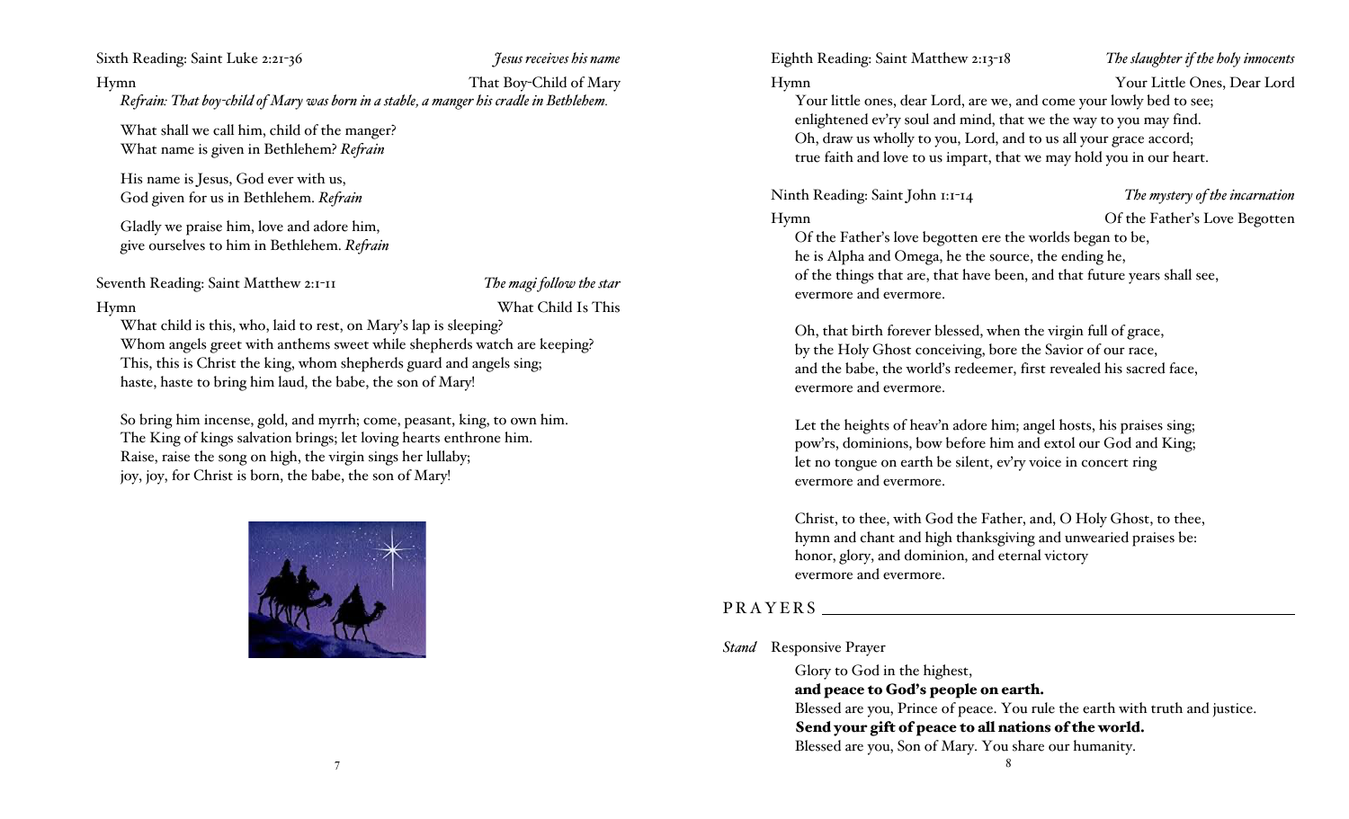Sixth Reading: Saint Luke 2:21-36 *Jesus receives his name*

Hymn That Boy-Child of Mary

*Refrain: That boy-child of Mary was born in a stable, a manger his cradle in Bethlehem.*

What shall we call him, child of the manger?
What name is given in Bethlehem? *Refrain*

His name is Jesus, God ever with us,
God given for us in Bethlehem. *Refrain*

Gladly we praise him, love and adore him,
give ourselves to him in Bethlehem. *Refrain*

Seventh Reading: Saint Matthew 2:1-11 *The magi follow the star*

Hymn What Child Is This

What child is this, who, laid to rest, on Mary's lap is sleeping?
Whom angels greet with anthems sweet while shepherds watch are keeping?
This, this is Christ the king, whom shepherds guard and angels sing;
haste, haste to bring him laud, the babe, the son of Mary!

So bring him incense, gold, and myrrh; come, peasant, king, to own him.
The King of kings salvation brings; let loving hearts enthrone him.
Raise, raise the song on high, the virgin sings her lullaby;
joy, joy, for Christ is born, the babe, the son of Mary!

Eighth Reading: Saint Matthew 2:13-18 *The slaughter if the holy innocents*

Hymn Your Little Ones, Dear Lord

Your little ones, dear Lord, are we, and come your lowly bed to see;
enlightened ev'ry soul and mind, that we the way to you may find.
Oh, draw us wholly to you, Lord, and to us all your grace accord;
true faith and love to us impart, that we may hold you in our heart.

Ninth Reading: Saint John 1:1-14 *The mystery of the incarnation*

Hymn Of the Father's Love Begotten

Of the Father's love begotten ere the worlds began to be,
he is Alpha and Omega, he the source, the ending he,
of the things that are, that have been, and that future years shall see,
evermore and evermore.

Oh, that birth forever blessed, when the virgin full of grace,
by the Holy Ghost conceiving, bore the Savior of our race,
and the babe, the world's redeemer, first revealed his sacred face,
evermore and evermore.

Let the heights of heav'n adore him; angel hosts, his praises sing;
pow'rs, dominions, bow before him and extol our God and King;
let no tongue on earth be silent, ev'ry voice in concert ring
evermore and evermore.

Christ, to thee, with God the Father, and, O Holy Ghost, to thee,
hymn and chant and high thanksgiving and unwearied praises be:
honor, glory, and dominion, and eternal victory
evermore and evermore.

## PRAYERS

*Stand* Responsive Prayer

Glory to God in the highest,
**and peace to God's people on earth.**
Blessed are you, Prince of peace. You rule the earth with truth and justice.
**Send your gift of peace to all nations of the world.**
Blessed are you, Son of Mary. You share our humanity.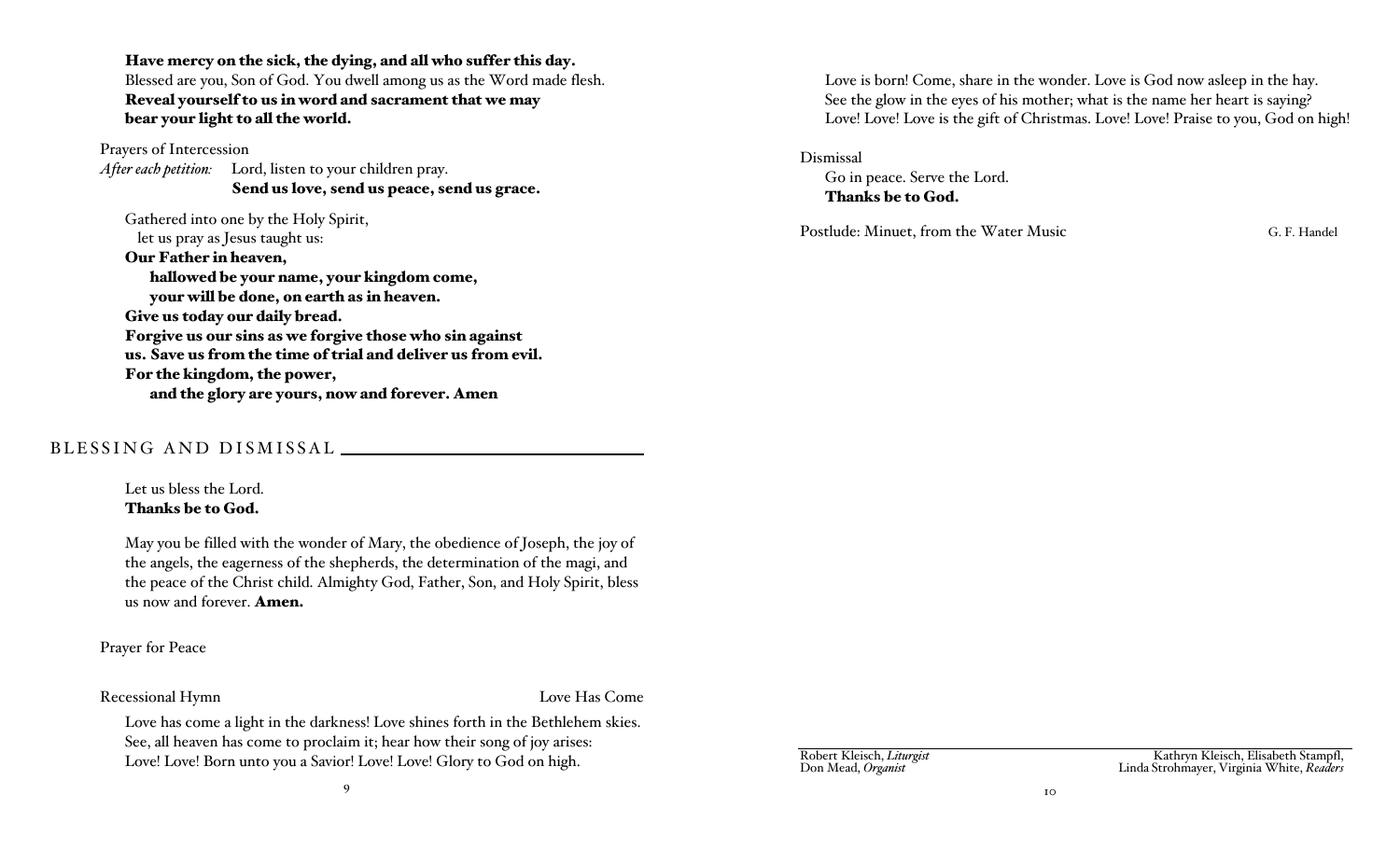**Have mercy on the sick, the dying, and all who suffer this day.**
Blessed are you, Son of God. You dwell among us as the Word made flesh.
**Reveal yourself to us in word and sacrament that we may bear your light to all the world.**

Prayers of Intercession
*After each petition:* Lord, listen to your children pray.
**Send us love, send us peace, send us grace.**

Gathered into one by the Holy Spirit,
let us pray as Jesus taught us:
**Our Father in heaven,**
**hallowed be your name, your kingdom come,**
**your will be done, on earth as in heaven.**
**Give us today our daily bread.**
**Forgive us our sins as we forgive those who sin against us. Save us from the time of trial and deliver us from evil.**
**For the kingdom, the power,**
**and the glory are yours, now and forever. Amen**

## BLESSING AND DISMISSAL

Let us bless the Lord.
**Thanks be to God.**

May you be filled with the wonder of Mary, the obedience of Joseph, the joy of the angels, the eagerness of the shepherds, the determination of the magi, and the peace of the Christ child. Almighty God, Father, Son, and Holy Spirit, bless us now and forever. **Amen.**

Prayer for Peace

Recessional Hymn — Love Has Come

Love has come a light in the darkness! Love shines forth in the Bethlehem skies.
See, all heaven has come to proclaim it; hear how their song of joy arises:
Love! Love! Born unto you a Savior! Love! Love! Glory to God on high.

Love is born! Come, share in the wonder. Love is God now asleep in the hay.
See the glow in the eyes of his mother; what is the name her heart is saying?
Love! Love! Love is the gift of Christmas. Love! Love! Praise to you, God on high!

Dismissal
Go in peace. Serve the Lord.
**Thanks be to God.**

Postlude: Minuet, from the Water Music — G. F. Handel

Robert Kleisch, *Liturgist*
Don Mead, *Organist*

Kathryn Kleisch, Elisabeth Stampfl, Linda Strohmayer, Virginia White, *Readers*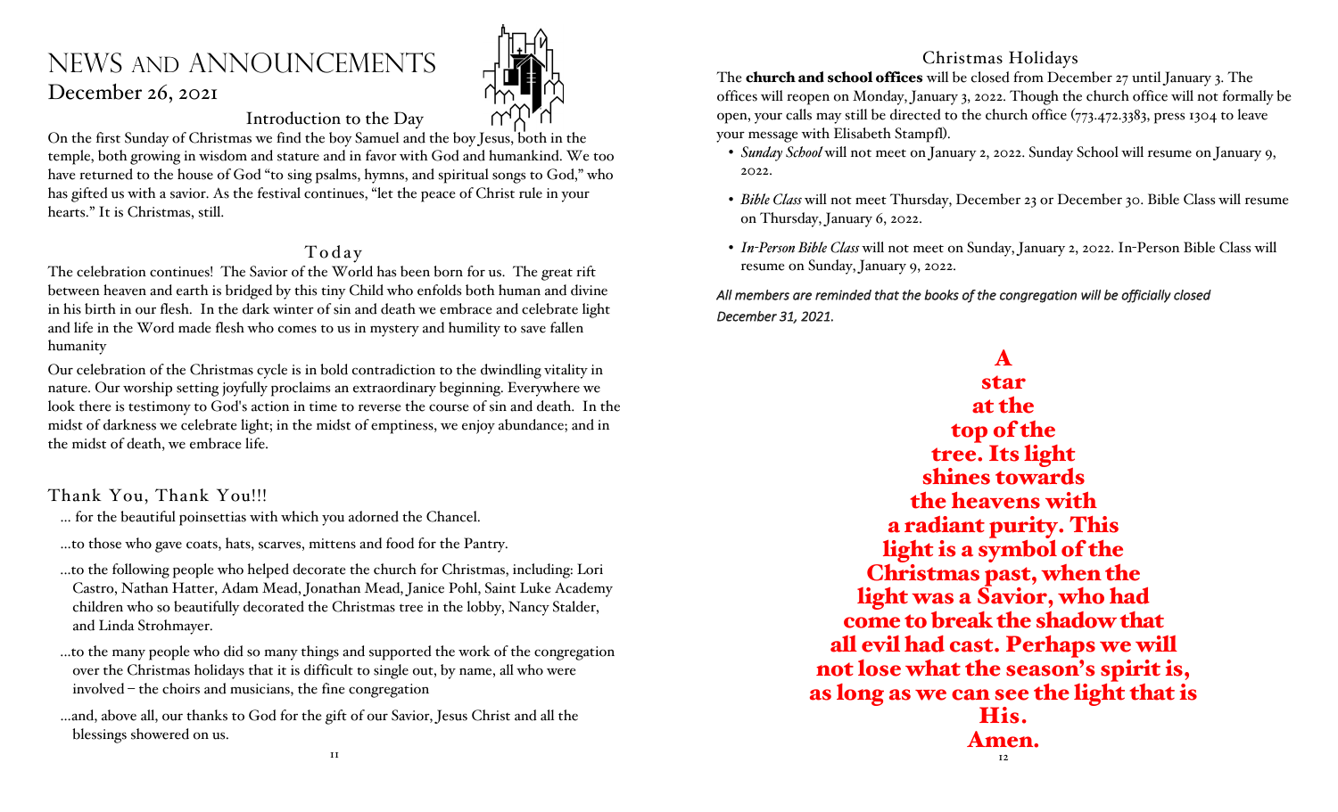# NEWS AND ANNOUNCEMENTS

December 26, 2021

## Introduction to the Day

On the first Sunday of Christmas we find the boy Samuel and the boy Jesus, both in the temple, both growing in wisdom and stature and in favor with God and humankind. We too have returned to the house of God "to sing psalms, hymns, and spiritual songs to God," who has gifted us with a savior. As the festival continues, "let the peace of Christ rule in your hearts." It is Christmas, still.

## Today

The celebration continues! The Savior of the World has been born for us. The great rift between heaven and earth is bridged by this tiny Child who enfolds both human and divine in his birth in our flesh. In the dark winter of sin and death we embrace and celebrate light and life in the Word made flesh who comes to us in mystery and humility to save fallen humanity

Our celebration of the Christmas cycle is in bold contradiction to the dwindling vitality in nature. Our worship setting joyfully proclaims an extraordinary beginning. Everywhere we look there is testimony to God's action in time to reverse the course of sin and death. In the midst of darkness we celebrate light; in the midst of emptiness, we enjoy abundance; and in the midst of death, we embrace life.

## Thank You, Thank You!!!

… for the beautiful poinsettias with which you adorned the Chancel.

…to those who gave coats, hats, scarves, mittens and food for the Pantry.

…to the following people who helped decorate the church for Christmas, including: Lori Castro, Nathan Hatter, Adam Mead, Jonathan Mead, Janice Pohl, Saint Luke Academy children who so beautifully decorated the Christmas tree in the lobby, Nancy Stalder, and Linda Strohmayer.

…to the many people who did so many things and supported the work of the congregation over the Christmas holidays that it is difficult to single out, by name, all who were involved – the choirs and musicians, the fine congregation

…and, above all, our thanks to God for the gift of our Savior, Jesus Christ and all the blessings showered on us.

## Christmas Holidays

The **church and school offices** will be closed from December 27 until January 3. The offices will reopen on Monday, January 3, 2022. Though the church office will not formally be open, your calls may still be directed to the church office (773.472.3383, press 1304 to leave your message with Elisabeth Stampfl).

- *Sunday School* will not meet on January 2, 2022. Sunday School will resume on January 9, 2022.
- *Bible Class* will not meet Thursday, December 23 or December 30. Bible Class will resume on Thursday, January 6, 2022.
- *In-Person Bible Class* will not meet on Sunday, January 2, 2022. In-Person Bible Class will resume on Sunday, January 9, 2022.

*All members are reminded that the books of the congregation will be officially closed December 31, 2021.*

**A star at the top of the tree. Its light shines towards the heavens with a radiant purity. This light is a symbol of the Christmas past, when the light was a Savior, who had come to break the shadow that all evil had cast. Perhaps we will not lose what the season's spirit is, as long as we can see the light that is His. Amen.**